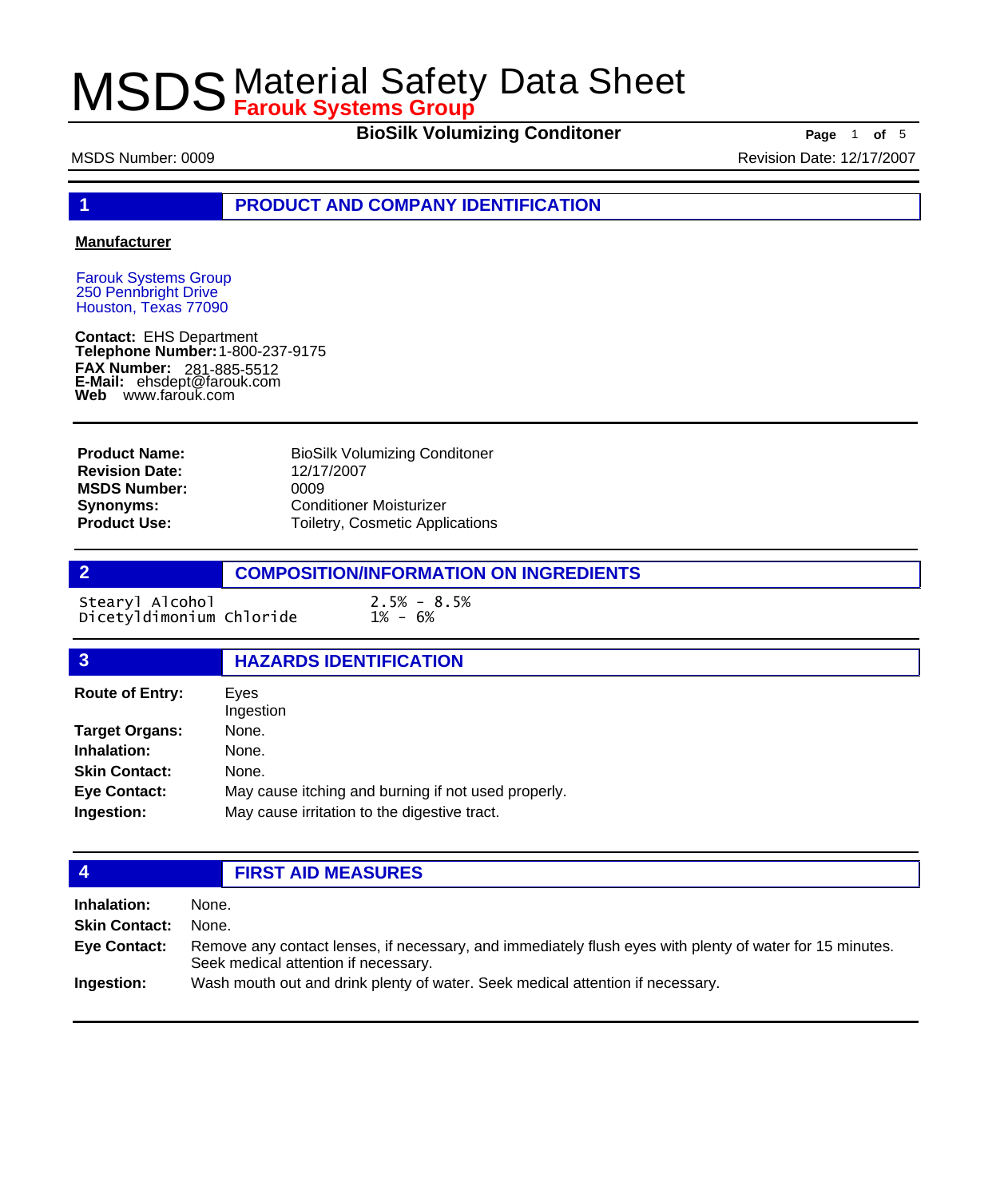# MSDS Material Safety Data Sheet
**Farouk Systems Group**

**BioSilk Volumizing Conditoner**

MSDS Number: 0009 | Revision Date: 12/17/2007

## 1 PRODUCT AND COMPANY IDENTIFICATION

**Manufacturer**

Farouk Systems Group
250 Pennbright Drive
Houston, Texas 77090

**Contact:** EHS Department
**Telephone Number:** 1-800-237-9175
**FAX Number:** 281-885-5512
**E-Mail:** ehsdept@farouk.com
**Web** www.farouk.com

| | |
|---|---|
| **Product Name:** | BioSilk Volumizing Conditoner |
| **Revision Date:** | 12/17/2007 |
| **MSDS Number:** | 0009 |
| **Synonyms:** | Conditioner Moisturizer |
| **Product Use:** | Toiletry, Cosmetic Applications |

## 2 COMPOSITION/INFORMATION ON INGREDIENTS

| | |
|---|---|
| Stearyl Alcohol | 2.5% - 8.5% |
| Dicetyldimonium Chloride | 1% - 6% |

## 3 HAZARDS IDENTIFICATION

| | |
|---|---|
| **Route of Entry:** | Eyes<br>Ingestion |
| **Target Organs:** | None. |
| **Inhalation:** | None. |
| **Skin Contact:** | None. |
| **Eye Contact:** | May cause itching and burning if not used properly. |
| **Ingestion:** | May cause irritation to the digestive tract. |

## 4 FIRST AID MEASURES

| | |
|---|---|
| **Inhalation:** | None. |
| **Skin Contact:** | None. |
| **Eye Contact:** | Remove any contact lenses, if necessary, and immediately flush eyes with plenty of water for 15 minutes. Seek medical attention if necessary. |
| **Ingestion:** | Wash mouth out and drink plenty of water. Seek medical attention if necessary. |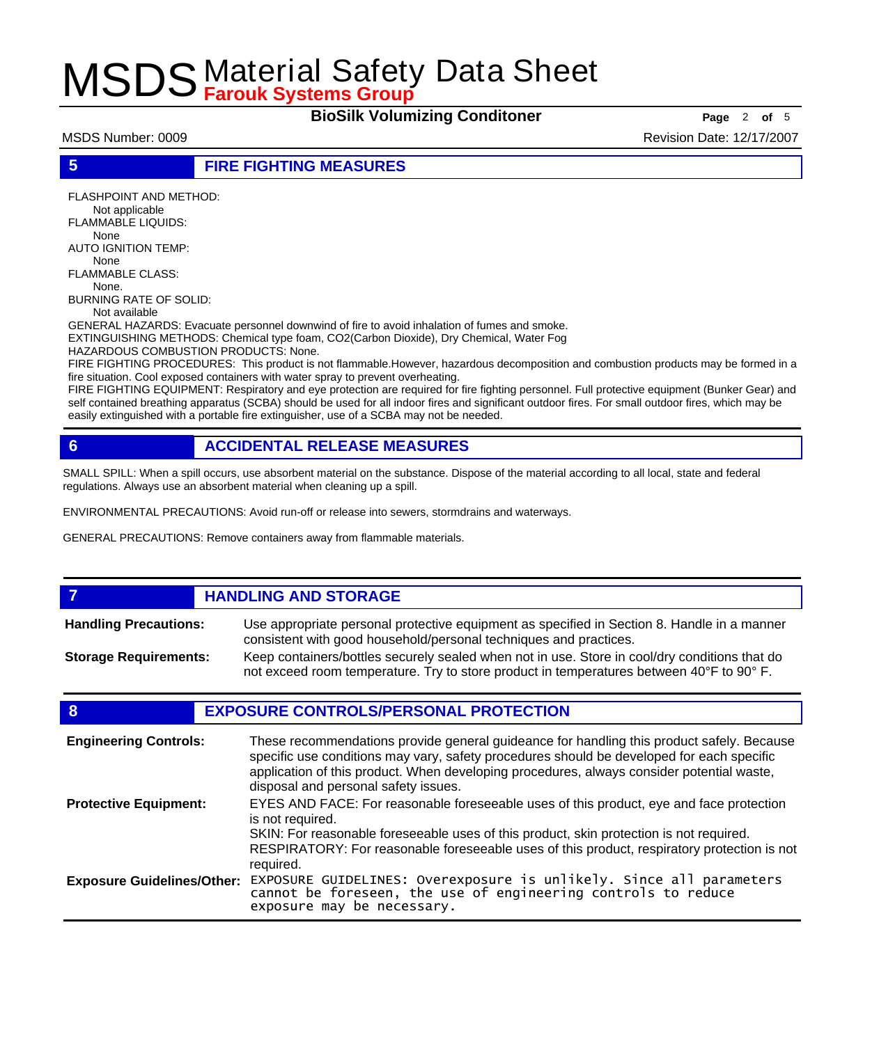## 5 FIRE FIGHTING MEASURES

FLASHPOINT AND METHOD:
Not applicable
FLAMMABLE LIQUIDS:
None
AUTO IGNITION TEMP:
None
FLAMMABLE CLASS:
None.
BURNING RATE OF SOLID:
Not available
GENERAL HAZARDS: Evacuate personnel downwind of fire to avoid inhalation of fumes and smoke.
EXTINGUISHING METHODS: Chemical type foam, CO2(Carbon Dioxide), Dry Chemical, Water Fog
HAZARDOUS COMBUSTION PRODUCTS: None.
FIRE FIGHTING PROCEDURES: This product is not flammable.However, hazardous decomposition and combustion products may be formed in a fire situation. Cool exposed containers with water spray to prevent overheating.
FIRE FIGHTING EQUIPMENT: Respiratory and eye protection are required for fire fighting personnel. Full protective equipment (Bunker Gear) and self contained breathing apparatus (SCBA) should be used for all indoor fires and significant outdoor fires. For small outdoor fires, which may be easily extinguished with a portable fire extinguisher, use of a SCBA may not be needed.

## 6 ACCIDENTAL RELEASE MEASURES

SMALL SPILL: When a spill occurs, use absorbent material on the substance. Dispose of the material according to all local, state and federal regulations. Always use an absorbent material when cleaning up a spill.

ENVIRONMENTAL PRECAUTIONS: Avoid run-off or release into sewers, stormdrains and waterways.

GENERAL PRECAUTIONS: Remove containers away from flammable materials.

## 7 HANDLING AND STORAGE

**Handling Precautions:** Use appropriate personal protective equipment as specified in Section 8. Handle in a manner consistent with good household/personal techniques and practices.

**Storage Requirements:** Keep containers/bottles securely sealed when not in use. Store in cool/dry conditions that do not exceed room temperature. Try to store product in temperatures between 40°F to 90° F.

## 8 EXPOSURE CONTROLS/PERSONAL PROTECTION

**Engineering Controls:** These recommendations provide general guideance for handling this product safely. Because specific use conditions may vary, safety procedures should be developed for each specific application of this product. When developing procedures, always consider potential waste, disposal and personal safety issues.

**Protective Equipment:** EYES AND FACE: For reasonable foreseeable uses of this product, eye and face protection is not required.
SKIN: For reasonable foreseeable uses of this product, skin protection is not required.
RESPIRATORY: For reasonable foreseeable uses of this product, respiratory protection is not required.

**Exposure Guidelines/Other:** EXPOSURE GUIDELINES: Overexposure is unlikely. Since all parameters cannot be foreseen, the use of engineering controls to reduce exposure may be necessary.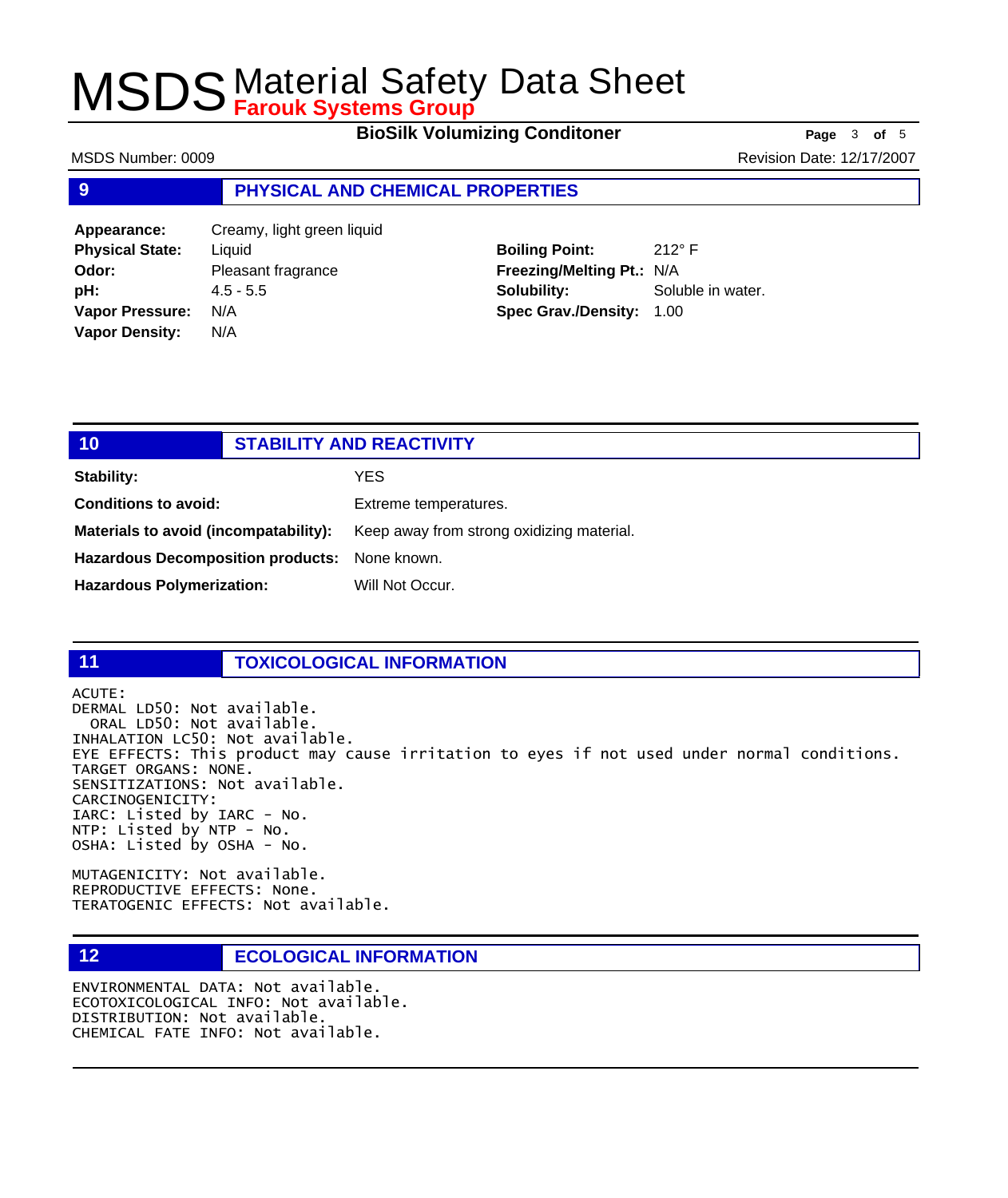# 9 PHYSICAL AND CHEMICAL PROPERTIES

| | | | |
|---|---|---|---|
| **Appearance:** | Creamy, light green liquid | | |
| **Physical State:** | Liquid | **Boiling Point:** | 212° F |
| **Odor:** | Pleasant fragrance | **Freezing/Melting Pt.:** | N/A |
| **pH:** | 4.5 - 5.5 | **Solubility:** | Soluble in water. |
| **Vapor Pressure:** | N/A | **Spec Grav./Density:** | 1.00 |
| **Vapor Density:** | N/A | | |

# 10 STABILITY AND REACTIVITY

| | |
|---|---|
| **Stability:** | YES |
| **Conditions to avoid:** | Extreme temperatures. |
| **Materials to avoid (incompatability):** | Keep away from strong oxidizing material. |
| **Hazardous Decomposition products:** | None known. |
| **Hazardous Polymerization:** | Will Not Occur. |

# 11 TOXICOLOGICAL INFORMATION

ACUTE:
DERMAL LD50: Not available.
ORAL LD50: Not available.
INHALATION LC50: Not available.
EYE EFFECTS: This product may cause irritation to eyes if not used under normal conditions.
TARGET ORGANS: NONE.
SENSITIZATIONS: Not available.
CARCINOGENICITY:
IARC: Listed by IARC - No.
NTP: Listed by NTP - No.
OSHA: Listed by OSHA - No.

MUTAGENICITY: Not available.
REPRODUCTIVE EFFECTS: None.
TERATOGENIC EFFECTS: Not available.

# 12 ECOLOGICAL INFORMATION

ENVIRONMENTAL DATA: Not available.
ECOTOXICOLOGICAL INFO: Not available.
DISTRIBUTION: Not available.
CHEMICAL FATE INFO: Not available.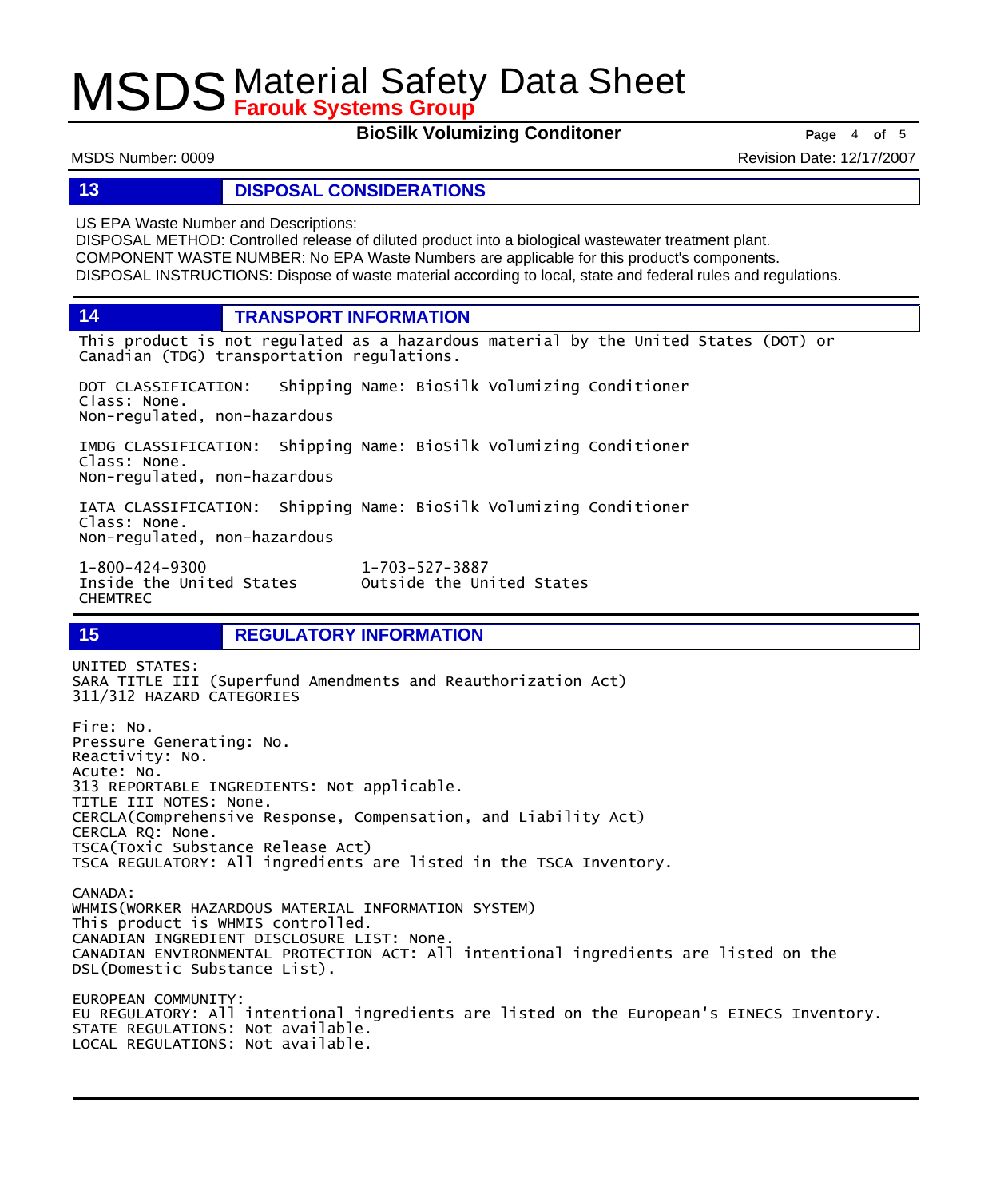## 13 DISPOSAL CONSIDERATIONS

US EPA Waste Number and Descriptions:
DISPOSAL METHOD: Controlled release of diluted product into a biological wastewater treatment plant.
COMPONENT WASTE NUMBER: No EPA Waste Numbers are applicable for this product's components.
DISPOSAL INSTRUCTIONS: Dispose of waste material according to local, state and federal rules and regulations.

## 14 TRANSPORT INFORMATION

This product is not regulated as a hazardous material by the United States (DOT) or Canadian (TDG) transportation regulations.

DOT CLASSIFICATION: Shipping Name: BioSilk Volumizing Conditioner
Class: None.
Non-regulated, non-hazardous

IMDG CLASSIFICATION: Shipping Name: BioSilk Volumizing Conditioner
Class: None.
Non-regulated, non-hazardous

IATA CLASSIFICATION: Shipping Name: BioSilk Volumizing Conditioner
Class: None.
Non-regulated, non-hazardous

1-800-424-9300 Inside the United States
1-703-527-3887 Outside the United States
CHEMTREC

## 15 REGULATORY INFORMATION

UNITED STATES:
SARA TITLE III (Superfund Amendments and Reauthorization Act)
311/312 HAZARD CATEGORIES

Fire: No.
Pressure Generating: No.
Reactivity: No.
Acute: No.
313 REPORTABLE INGREDIENTS: Not applicable.
TITLE III NOTES: None.
CERCLA(Comprehensive Response, Compensation, and Liability Act)
CERCLA RQ: None.
TSCA(Toxic Substance Release Act)
TSCA REGULATORY: All ingredients are listed in the TSCA Inventory.

CANADA:
WHMIS(WORKER HAZARDOUS MATERIAL INFORMATION SYSTEM)
This product is WHMIS controlled.
CANADIAN INGREDIENT DISCLOSURE LIST: None.
CANADIAN ENVIRONMENTAL PROTECTION ACT: All intentional ingredients are listed on the DSL(Domestic Substance List).

EUROPEAN COMMUNITY:
EU REGULATORY: All intentional ingredients are listed on the European's EINECS Inventory.
STATE REGULATIONS: Not available.
LOCAL REGULATIONS: Not available.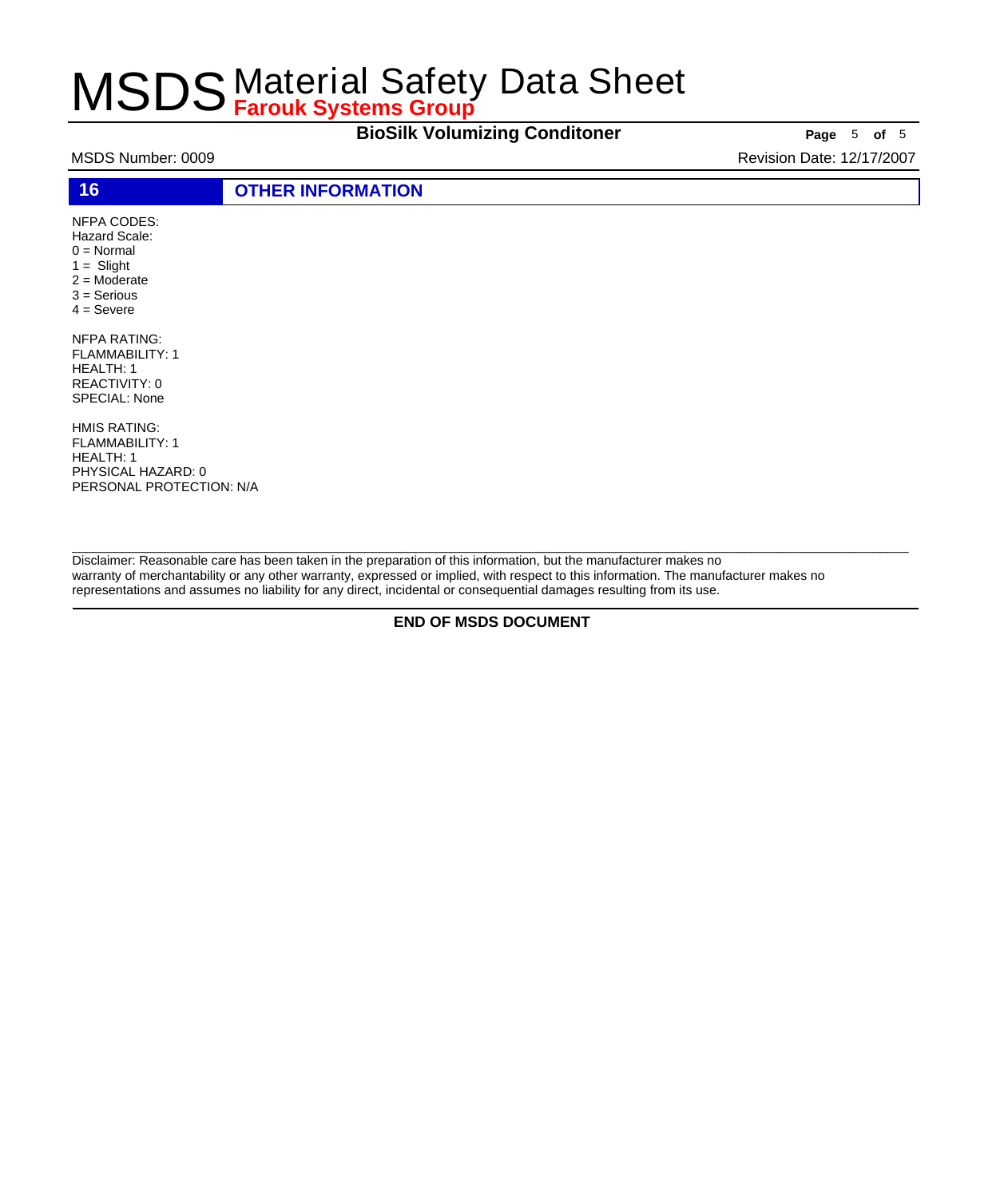# MSDS Material Safety Data Sheet
**Farouk Systems Group**

**BioSilk Volumizing Conditoner**

MSDS Number: 0009 Revision Date: 12/17/2007

## 16 OTHER INFORMATION

NFPA CODES:
Hazard Scale:
0 = Normal
1 = Slight
2 = Moderate
3 = Serious
4 = Severe

NFPA RATING:
FLAMMABILITY: 1
HEALTH: 1
REACTIVITY: 0
SPECIAL: None

HMIS RATING:
FLAMMABILITY: 1
HEALTH: 1
PHYSICAL HAZARD: 0
PERSONAL PROTECTION: N/A

---

Disclaimer: Reasonable care has been taken in the preparation of this information, but the manufacturer makes no warranty of merchantability or any other warranty, expressed or implied, with respect to this information. The manufacturer makes no representations and assumes no liability for any direct, incidental or consequential damages resulting from its use.

---

**END OF MSDS DOCUMENT**